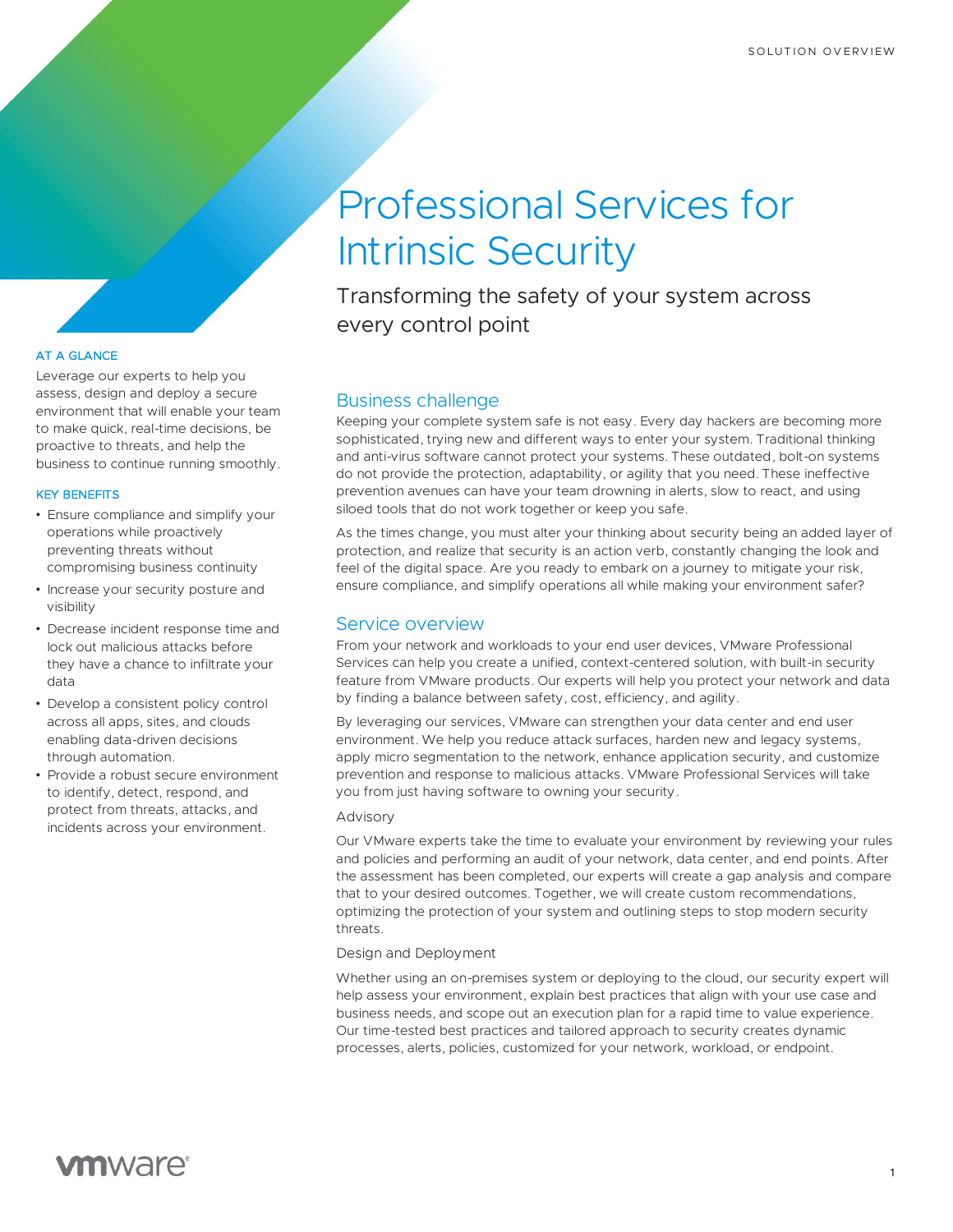SOLUTION OVERVIEW

# Professional Services for Intrinsic Security

Transforming the safety of your system across every control point

**AT A GLANCE**

Leverage our experts to help you assess, design and deploy a secure environment that will enable your team to make quick, real-time decisions, be proactive to threats, and help the business to continue running smoothly.

**KEY BENEFITS**

- Ensure compliance and simplify your operations while proactively preventing threats without compromising business continuity
- Increase your security posture and visibility
- Decrease incident response time and lock out malicious attacks before they have a chance to infiltrate your data
- Develop a consistent policy control across all apps, sites, and clouds enabling data-driven decisions through automation.
- Provide a robust secure environment to identify, detect, respond, and protect from threats, attacks, and incidents across your environment.

## Business challenge

Keeping your complete system safe is not easy. Every day hackers are becoming more sophisticated, trying new and different ways to enter your system. Traditional thinking and anti-virus software cannot protect your systems. These outdated, bolt-on systems do not provide the protection, adaptability, or agility that you need. These ineffective prevention avenues can have your team drowning in alerts, slow to react, and using siloed tools that do not work together or keep you safe.

As the times change, you must alter your thinking about security being an added layer of protection, and realize that security is an action verb, constantly changing the look and feel of the digital space. Are you ready to embark on a journey to mitigate your risk, ensure compliance, and simplify operations all while making your environment safer?

## Service overview

From your network and workloads to your end user devices, VMware Professional Services can help you create a unified, context-centered solution, with built-in security feature from VMware products. Our experts will help you protect your network and data by finding a balance between safety, cost, efficiency, and agility.

By leveraging our services, VMware can strengthen your data center and end user environment. We help you reduce attack surfaces, harden new and legacy systems, apply micro segmentation to the network, enhance application security, and customize prevention and response to malicious attacks. VMware Professional Services will take you from just having software to owning your security.

### Advisory

Our VMware experts take the time to evaluate your environment by reviewing your rules and policies and performing an audit of your network, data center, and end points. After the assessment has been completed, our experts will create a gap analysis and compare that to your desired outcomes. Together, we will create custom recommendations, optimizing the protection of your system and outlining steps to stop modern security threats.

### Design and Deployment

Whether using an on-premises system or deploying to the cloud, our security expert will help assess your environment, explain best practices that align with your use case and business needs, and scope out an execution plan for a rapid time to value experience. Our time-tested best practices and tailored approach to security creates dynamic processes, alerts, policies, customized for your network, workload, or endpoint.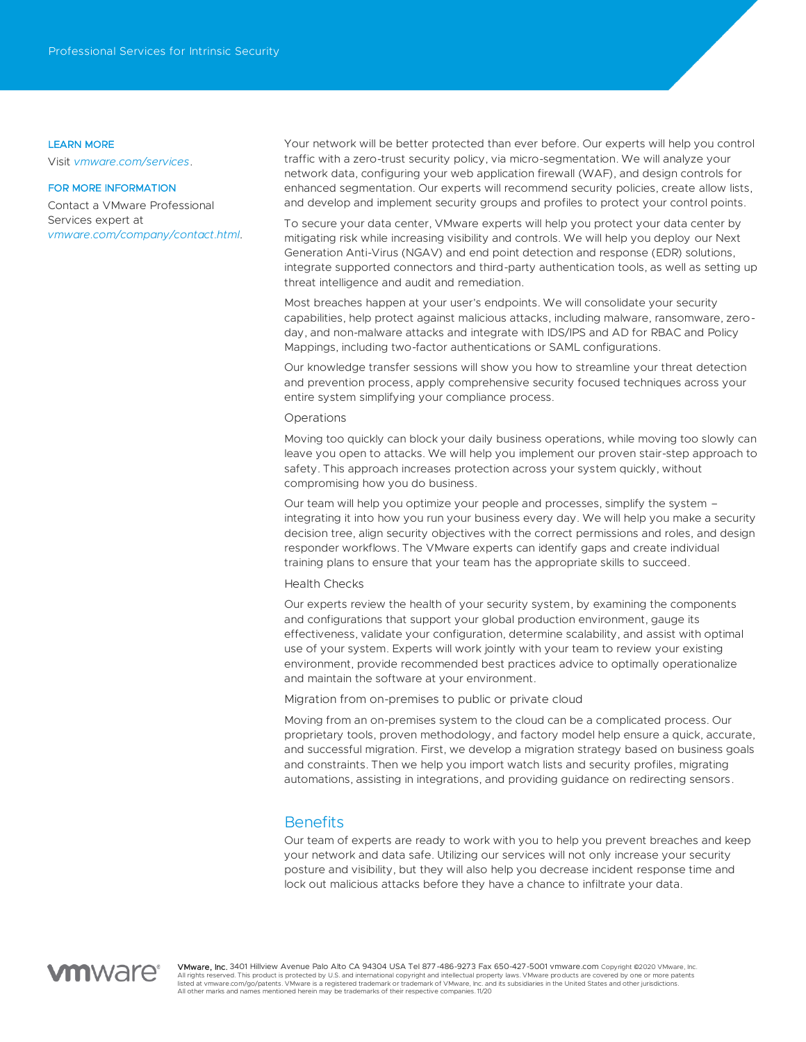**LEARN MORE**

Visit *vmware.com/services*.

**FOR MORE INFORMATION**

Contact a VMware Professional Services expert at *vmware.com/company/contact.html*.

Your network will be better protected than ever before. Our experts will help you control traffic with a zero-trust security policy, via micro-segmentation. We will analyze your network data, configuring your web application firewall (WAF), and design controls for enhanced segmentation. Our experts will recommend security policies, create allow lists, and develop and implement security groups and profiles to protect your control points.

To secure your data center, VMware experts will help you protect your data center by mitigating risk while increasing visibility and controls. We will help you deploy our Next Generation Anti-Virus (NGAV) and end point detection and response (EDR) solutions, integrate supported connectors and third-party authentication tools, as well as setting up threat intelligence and audit and remediation.

Most breaches happen at your user's endpoints. We will consolidate your security capabilities, help protect against malicious attacks, including malware, ransomware, zero-day, and non-malware attacks and integrate with IDS/IPS and AD for RBAC and Policy Mappings, including two-factor authentications or SAML configurations.

Our knowledge transfer sessions will show you how to streamline your threat detection and prevention process, apply comprehensive security focused techniques across your entire system simplifying your compliance process.

### Operations

Moving too quickly can block your daily business operations, while moving too slowly can leave you open to attacks. We will help you implement our proven stair-step approach to safety. This approach increases protection across your system quickly, without compromising how you do business.

Our team will help you optimize your people and processes, simplify the system – integrating it into how you run your business every day. We will help you make a security decision tree, align security objectives with the correct permissions and roles, and design responder workflows. The VMware experts can identify gaps and create individual training plans to ensure that your team has the appropriate skills to succeed.

### Health Checks

Our experts review the health of your security system, by examining the components and configurations that support your global production environment, gauge its effectiveness, validate your configuration, determine scalability, and assist with optimal use of your system. Experts will work jointly with your team to review your existing environment, provide recommended best practices advice to optimally operationalize and maintain the software at your environment.

### Migration from on-premises to public or private cloud

Moving from an on-premises system to the cloud can be a complicated process. Our proprietary tools, proven methodology, and factory model help ensure a quick, accurate, and successful migration. First, we develop a migration strategy based on business goals and constraints. Then we help you import watch lists and security profiles, migrating automations, assisting in integrations, and providing guidance on redirecting sensors.

## Benefits

Our team of experts are ready to work with you to help you prevent breaches and keep your network and data safe. Utilizing our services will not only increase your security posture and visibility, but they will also help you decrease incident response time and lock out malicious attacks before they have a chance to infiltrate your data.

**VMware, Inc.** 3401 Hillview Avenue Palo Alto CA 94304 USA Tel 877-486-9273 Fax 650-427-5001 vmware.com Copyright ©2020 VMware, Inc. All rights reserved. This product is protected by U.S. and international copyright and intellectual property laws. VMware products are covered by one or more patents listed at vmware.com/go/patents. VMware is a registered trademark or trademark of VMware, Inc. and its subsidiaries in the United States and other jurisdictions. All other marks and names mentioned herein may be trademarks of their respective companies. 11/20